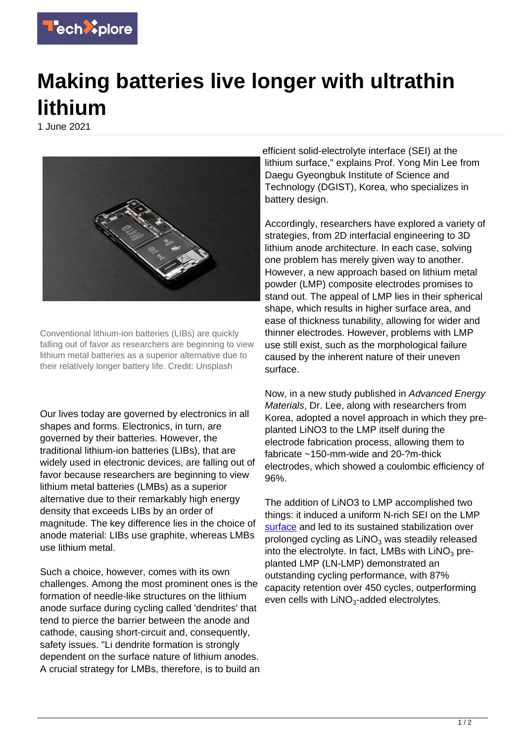# Making batteries live longer with ultrathin lithium

1 June 2021

Conventional lithium-ion batteries (LIBs) are quickly falling out of favor as researchers are beginning to view lithium metal batteries as a superior alternative due to their relatively longer battery life. Credit: Unsplash

Our lives today are governed by electronics in all shapes and forms. Electronics, in turn, are governed by their batteries. However, the traditional lithium-ion batteries (LIBs), that are widely used in electronic devices, are falling out of favor because researchers are beginning to view lithium metal batteries (LMBs) as a superior alternative due to their remarkably high energy density that exceeds LIBs by an order of magnitude. The key difference lies in the choice of anode material: LIBs use graphite, whereas LMBs use lithium metal.

Such a choice, however, comes with its own challenges. Among the most prominent ones is the formation of needle-like structures on the lithium anode surface during cycling called 'dendrites' that tend to pierce the barrier between the anode and cathode, causing short-circuit and, consequently, safety issues. "Li dendrite formation is strongly dependent on the surface nature of lithium anodes. A crucial strategy for LMBs, therefore, is to build an efficient solid-electrolyte interface (SEI) at the lithium surface," explains Prof. Yong Min Lee from Daegu Gyeongbuk Institute of Science and Technology (DGIST), Korea, who specializes in battery design.

Accordingly, researchers have explored a variety of strategies, from 2D interfacial engineering to 3D lithium anode architecture. In each case, solving one problem has merely given way to another. However, a new approach based on lithium metal powder (LMP) composite electrodes promises to stand out. The appeal of LMP lies in their spherical shape, which results in higher surface area, and ease of thickness tunability, allowing for wider and thinner electrodes. However, problems with LMP use still exist, such as the morphological failure caused by the inherent nature of their uneven surface.

Now, in a new study published in *Advanced Energy Materials*, Dr. Lee, along with researchers from Korea, adopted a novel approach in which they pre-planted LiNO3 to the LMP itself during the electrode fabrication process, allowing them to fabricate ~150-mm-wide and 20-?m-thick electrodes, which showed a coulombic efficiency of 96%.

The addition of LiNO3 to LMP accomplished two things: it induced a uniform N-rich SEI on the LMP surface and led to its sustained stabilization over prolonged cycling as $LiNO_3$ was steadily released into the electrolyte. In fact, LMBs with $LiNO_3$ pre-planted LMP (LN-LMP) demonstrated an outstanding cycling performance, with 87% capacity retention over 450 cycles, outperforming even cells with $LiNO_3$-added electrolytes.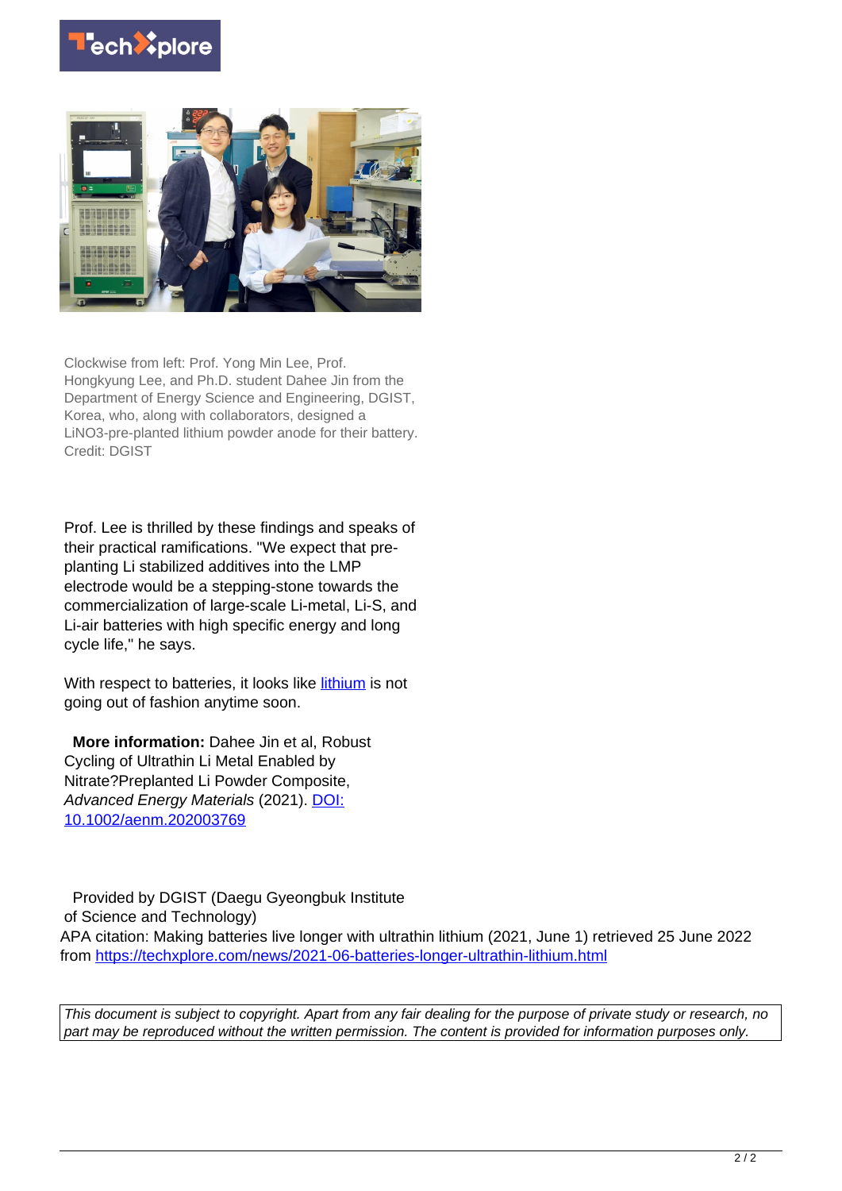Clockwise from left: Prof. Yong Min Lee, Prof. Hongkyung Lee, and Ph.D. student Dahee Jin from the Department of Energy Science and Engineering, DGIST, Korea, who, along with collaborators, designed a $LiNO_3$-pre-planted lithium powder anode for their battery. Credit: DGIST

Prof. Lee is thrilled by these findings and speaks of their practical ramifications. "We expect that pre-planting Li stabilized additives into the LMP electrode would be a stepping-stone towards the commercialization of large-scale Li-metal, Li-S, and Li-air batteries with high specific energy and long cycle life," he says.

With respect to batteries, it looks like lithium is not going out of fashion anytime soon.

**More information:** Dahee Jin et al, Robust Cycling of Ultrathin Li Metal Enabled by Nitrate?Preplanted Li Powder Composite, *Advanced Energy Materials* (2021). DOI: 10.1002/aenm.202003769

Provided by DGIST (Daegu Gyeongbuk Institute of Science and Technology)

APA citation: Making batteries live longer with ultrathin lithium (2021, June 1) retrieved 25 June 2022 from https://techxplore.com/news/2021-06-batteries-longer-ultrathin-lithium.html

*This document is subject to copyright. Apart from any fair dealing for the purpose of private study or research, no part may be reproduced without the written permission. The content is provided for information purposes only.*